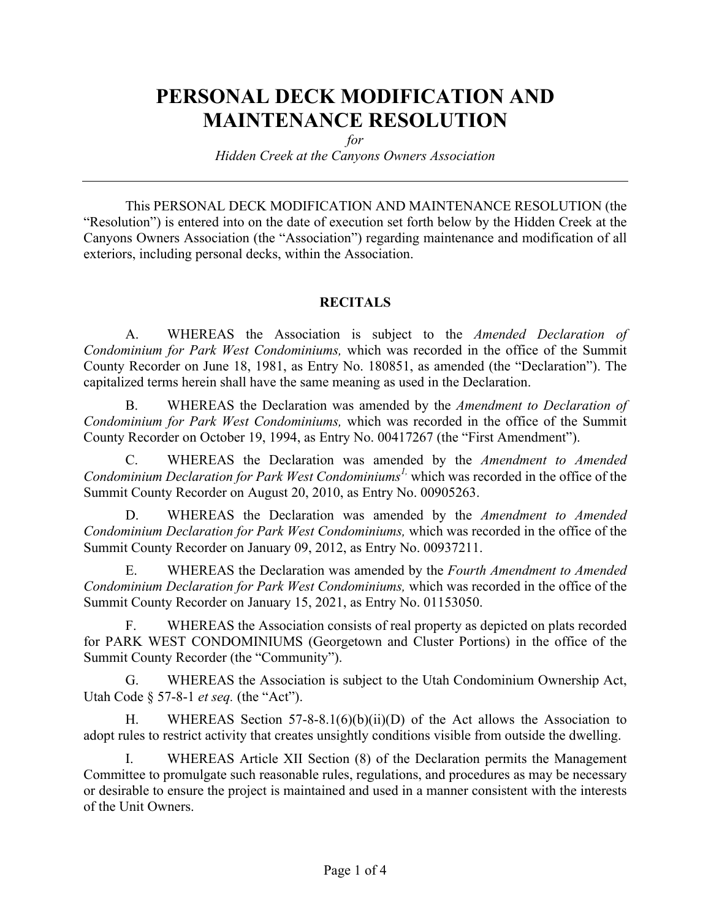# PERSONAL DECK MODIFICATION AND MAINTENANCE RESOLUTION

*for*

*Hidden Creek at the Canyons Owners Association*

---

This PERSONAL DECK MODIFICATION AND MAINTENANCE RESOLUTION (the "Resolution") is entered into on the date of execution set forth below by the Hidden Creek at the Canyons Owners Association (the "Association") regarding maintenance and modification of all exteriors, including personal decks, within the Association.

## RECITALS

A. WHEREAS the Association is subject to the *Amended Declaration of Condominium for Park West Condominiums,* which was recorded in the office of the Summit County Recorder on June 18, 1981, as Entry No. 180851, as amended (the "Declaration"). The capitalized terms herein shall have the same meaning as used in the Declaration.

B. WHEREAS the Declaration was amended by the *Amendment to Declaration of Condominium for Park West Condominiums,* which was recorded in the office of the Summit County Recorder on October 19, 1994, as Entry No. 00417267 (the "First Amendment").

C. WHEREAS the Declaration was amended by the *Amendment to Amended Condominium Declaration for Park West Condominiums*[1], which was recorded in the office of the Summit County Recorder on August 20, 2010, as Entry No. 00905263.

D. WHEREAS the Declaration was amended by the *Amendment to Amended Condominium Declaration for Park West Condominiums,* which was recorded in the office of the Summit County Recorder on January 09, 2012, as Entry No. 00937211.

E. WHEREAS the Declaration was amended by the *Fourth Amendment to Amended Condominium Declaration for Park West Condominiums,* which was recorded in the office of the Summit County Recorder on January 15, 2021, as Entry No. 01153050.

F. WHEREAS the Association consists of real property as depicted on plats recorded for PARK WEST CONDOMINIUMS (Georgetown and Cluster Portions) in the office of the Summit County Recorder (the "Community").

G. WHEREAS the Association is subject to the Utah Condominium Ownership Act, Utah Code § 57-8-1 *et seq.* (the "Act").

H. WHEREAS Section 57-8-8.1(6)(b)(ii)(D) of the Act allows the Association to adopt rules to restrict activity that creates unsightly conditions visible from outside the dwelling.

I. WHEREAS Article XII Section (8) of the Declaration permits the Management Committee to promulgate such reasonable rules, regulations, and procedures as may be necessary or desirable to ensure the project is maintained and used in a manner consistent with the interests of the Unit Owners.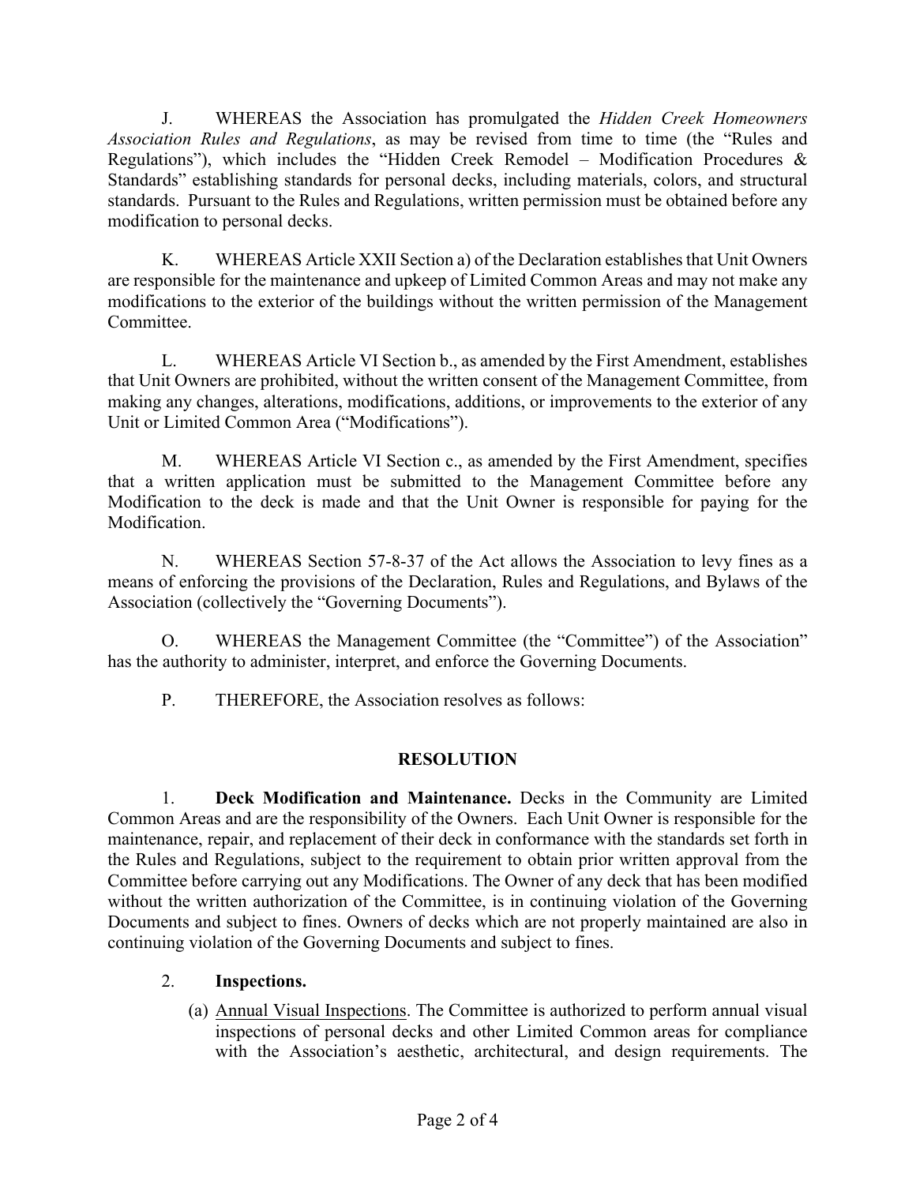J. WHEREAS the Association has promulgated the *Hidden Creek Homeowners Association Rules and Regulations*, as may be revised from time to time (the "Rules and Regulations"), which includes the "Hidden Creek Remodel – Modification Procedures & Standards" establishing standards for personal decks, including materials, colors, and structural standards. Pursuant to the Rules and Regulations, written permission must be obtained before any modification to personal decks.

K. WHEREAS Article XXII Section a) of the Declaration establishes that Unit Owners are responsible for the maintenance and upkeep of Limited Common Areas and may not make any modifications to the exterior of the buildings without the written permission of the Management Committee.

L. WHEREAS Article VI Section b., as amended by the First Amendment, establishes that Unit Owners are prohibited, without the written consent of the Management Committee, from making any changes, alterations, modifications, additions, or improvements to the exterior of any Unit or Limited Common Area ("Modifications").

M. WHEREAS Article VI Section c., as amended by the First Amendment, specifies that a written application must be submitted to the Management Committee before any Modification to the deck is made and that the Unit Owner is responsible for paying for the Modification.

N. WHEREAS Section 57-8-37 of the Act allows the Association to levy fines as a means of enforcing the provisions of the Declaration, Rules and Regulations, and Bylaws of the Association (collectively the "Governing Documents").

O. WHEREAS the Management Committee (the "Committee") of the Association" has the authority to administer, interpret, and enforce the Governing Documents.

P. THEREFORE, the Association resolves as follows:

## RESOLUTION

1. **Deck Modification and Maintenance.** Decks in the Community are Limited Common Areas and are the responsibility of the Owners. Each Unit Owner is responsible for the maintenance, repair, and replacement of their deck in conformance with the standards set forth in the Rules and Regulations, subject to the requirement to obtain prior written approval from the Committee before carrying out any Modifications. The Owner of any deck that has been modified without the written authorization of the Committee, is in continuing violation of the Governing Documents and subject to fines. Owners of decks which are not properly maintained are also in continuing violation of the Governing Documents and subject to fines.

2. **Inspections.**

   (a) Annual Visual Inspections. The Committee is authorized to perform annual visual inspections of personal decks and other Limited Common areas for compliance with the Association's aesthetic, architectural, and design requirements. The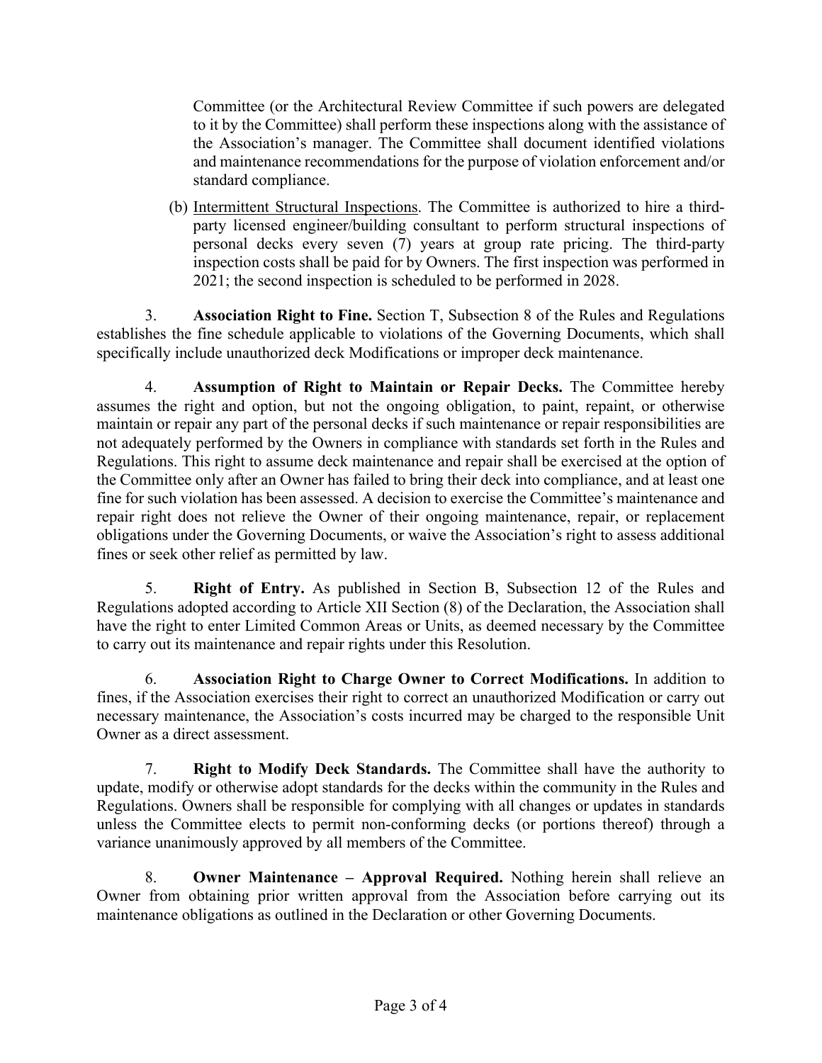Committee (or the Architectural Review Committee if such powers are delegated to it by the Committee) shall perform these inspections along with the assistance of the Association's manager. The Committee shall document identified violations and maintenance recommendations for the purpose of violation enforcement and/or standard compliance.

(b) Intermittent Structural Inspections. The Committee is authorized to hire a third-party licensed engineer/building consultant to perform structural inspections of personal decks every seven (7) years at group rate pricing. The third-party inspection costs shall be paid for by Owners. The first inspection was performed in 2021; the second inspection is scheduled to be performed in 2028.

3. **Association Right to Fine.** Section T, Subsection 8 of the Rules and Regulations establishes the fine schedule applicable to violations of the Governing Documents, which shall specifically include unauthorized deck Modifications or improper deck maintenance.

4. **Assumption of Right to Maintain or Repair Decks.** The Committee hereby assumes the right and option, but not the ongoing obligation, to paint, repaint, or otherwise maintain or repair any part of the personal decks if such maintenance or repair responsibilities are not adequately performed by the Owners in compliance with standards set forth in the Rules and Regulations. This right to assume deck maintenance and repair shall be exercised at the option of the Committee only after an Owner has failed to bring their deck into compliance, and at least one fine for such violation has been assessed. A decision to exercise the Committee's maintenance and repair right does not relieve the Owner of their ongoing maintenance, repair, or replacement obligations under the Governing Documents, or waive the Association's right to assess additional fines or seek other relief as permitted by law.

5. **Right of Entry.** As published in Section B, Subsection 12 of the Rules and Regulations adopted according to Article XII Section (8) of the Declaration, the Association shall have the right to enter Limited Common Areas or Units, as deemed necessary by the Committee to carry out its maintenance and repair rights under this Resolution.

6. **Association Right to Charge Owner to Correct Modifications.** In addition to fines, if the Association exercises their right to correct an unauthorized Modification or carry out necessary maintenance, the Association's costs incurred may be charged to the responsible Unit Owner as a direct assessment.

7. **Right to Modify Deck Standards.** The Committee shall have the authority to update, modify or otherwise adopt standards for the decks within the community in the Rules and Regulations. Owners shall be responsible for complying with all changes or updates in standards unless the Committee elects to permit non-conforming decks (or portions thereof) through a variance unanimously approved by all members of the Committee.

8. **Owner Maintenance – Approval Required.** Nothing herein shall relieve an Owner from obtaining prior written approval from the Association before carrying out its maintenance obligations as outlined in the Declaration or other Governing Documents.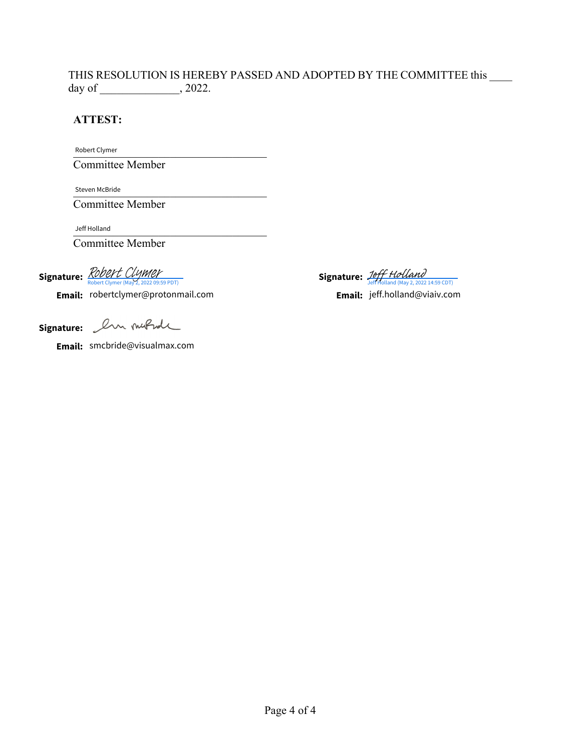THIS RESOLUTION IS HEREBY PASSED AND ADOPTED BY THE COMMITTEE this ____ day of ______________, 2022.

**ATTEST:**

Robert Clymer
______________________________
Committee Member

Steven McBride
______________________________
Committee Member

Jeff Holland
______________________________
Committee Member

**Signature:** *Robert Clymer*
Robert Clymer (May 2, 2022 09:59 PDT)

**Email:** robertclymer@protonmail.com

**Signature:** *Jeff Holland*
Jeff Holland (May 2, 2022 14:59 CDT)

**Email:** jeff.holland@viaiv.com

**Signature:**

**Email:** smcbride@visualmax.com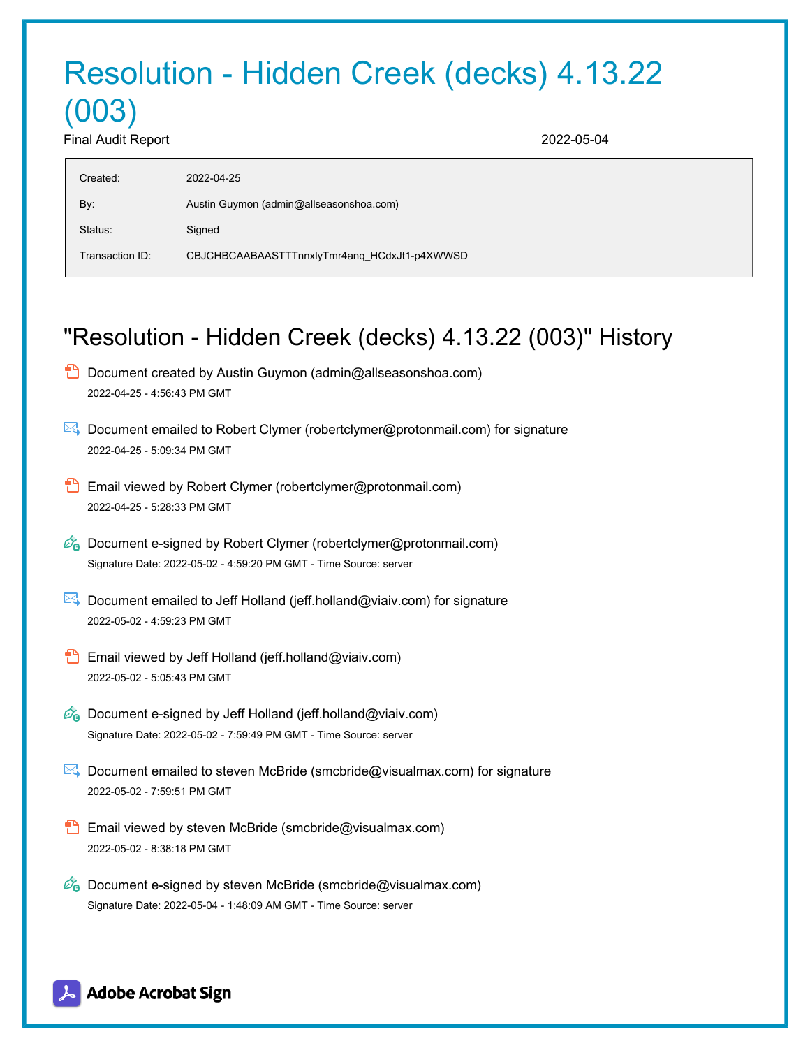# Resolution - Hidden Creek (decks) 4.13.22 (003)

Final Audit Report 2022-05-04

| | |
|---|---|
| Created: | 2022-04-25 |
| By: | Austin Guymon (admin@allseasonshoa.com) |
| Status: | Signed |
| Transaction ID: | CBJCHBCAABAASTTTnnxlyTmr4anq_HCdxJt1-p4XWWSD |

## "Resolution - Hidden Creek (decks) 4.13.22 (003)" History

- Document created by Austin Guymon (admin@allseasonshoa.com)
  2022-04-25 - 4:56:43 PM GMT

- Document emailed to Robert Clymer (robertclymer@protonmail.com) for signature
  2022-04-25 - 5:09:34 PM GMT

- Email viewed by Robert Clymer (robertclymer@protonmail.com)
  2022-04-25 - 5:28:33 PM GMT

- Document e-signed by Robert Clymer (robertclymer@protonmail.com)
  Signature Date: 2022-05-02 - 4:59:20 PM GMT - Time Source: server

- Document emailed to Jeff Holland (jeff.holland@viaiv.com) for signature
  2022-05-02 - 4:59:23 PM GMT

- Email viewed by Jeff Holland (jeff.holland@viaiv.com)
  2022-05-02 - 5:05:43 PM GMT

- Document e-signed by Jeff Holland (jeff.holland@viaiv.com)
  Signature Date: 2022-05-02 - 7:59:49 PM GMT - Time Source: server

- Document emailed to steven McBride (smcbride@visualmax.com) for signature
  2022-05-02 - 7:59:51 PM GMT

- Email viewed by steven McBride (smcbride@visualmax.com)
  2022-05-02 - 8:38:18 PM GMT

- Document e-signed by steven McBride (smcbride@visualmax.com)
  Signature Date: 2022-05-04 - 1:48:09 AM GMT - Time Source: server

Adobe Acrobat Sign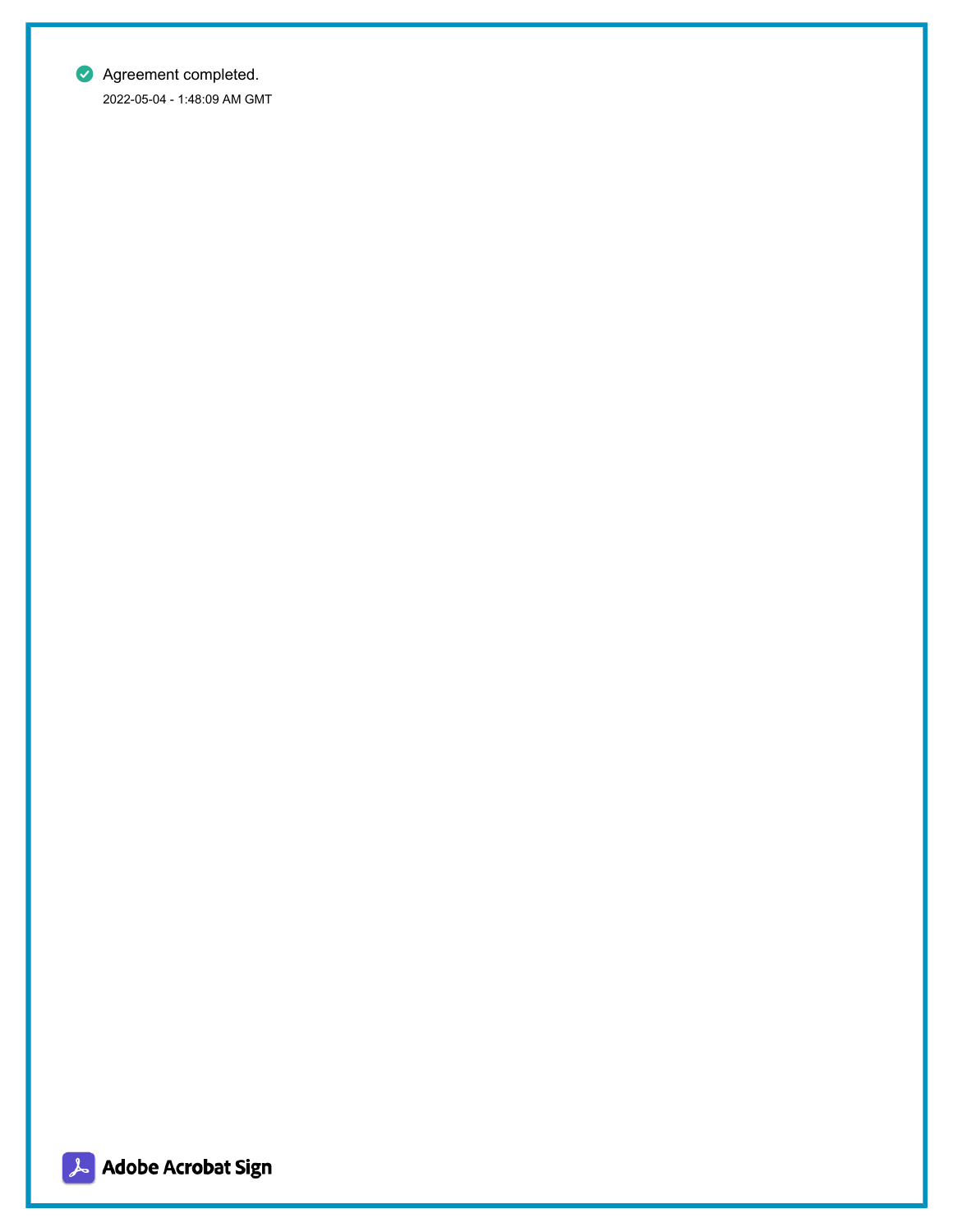Agreement completed.

2022-05-04 - 1:48:09 AM GMT

Adobe Acrobat Sign